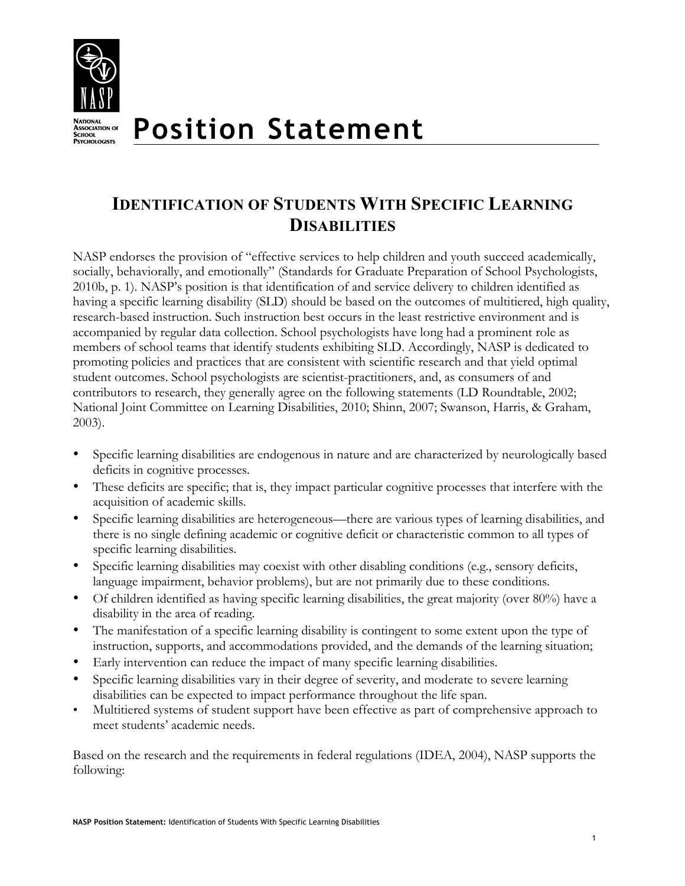NATIONAL ASSOCIATION OF SCHOOL PSYCHOLOGISTS

# Position Statement

## IDENTIFICATION OF STUDENTS WITH SPECIFIC LEARNING DISABILITIES

NASP endorses the provision of "effective services to help children and youth succeed academically, socially, behaviorally, and emotionally" (Standards for Graduate Preparation of School Psychologists, 2010b, p. 1). NASP's position is that identification of and service delivery to children identified as having a specific learning disability (SLD) should be based on the outcomes of multitiered, high quality, research-based instruction. Such instruction best occurs in the least restrictive environment and is accompanied by regular data collection. School psychologists have long had a prominent role as members of school teams that identify students exhibiting SLD. Accordingly, NASP is dedicated to promoting policies and practices that are consistent with scientific research and that yield optimal student outcomes. School psychologists are scientist-practitioners, and, as consumers of and contributors to research, they generally agree on the following statements (LD Roundtable, 2002; National Joint Committee on Learning Disabilities, 2010; Shinn, 2007; Swanson, Harris, & Graham, 2003).

- Specific learning disabilities are endogenous in nature and are characterized by neurologically based deficits in cognitive processes.
- These deficits are specific; that is, they impact particular cognitive processes that interfere with the acquisition of academic skills.
- Specific learning disabilities are heterogeneous—there are various types of learning disabilities, and there is no single defining academic or cognitive deficit or characteristic common to all types of specific learning disabilities.
- Specific learning disabilities may coexist with other disabling conditions (e.g., sensory deficits, language impairment, behavior problems), but are not primarily due to these conditions.
- Of children identified as having specific learning disabilities, the great majority (over 80%) have a disability in the area of reading.
- The manifestation of a specific learning disability is contingent to some extent upon the type of instruction, supports, and accommodations provided, and the demands of the learning situation;
- Early intervention can reduce the impact of many specific learning disabilities.
- Specific learning disabilities vary in their degree of severity, and moderate to severe learning disabilities can be expected to impact performance throughout the life span.
- Multitiered systems of student support have been effective as part of comprehensive approach to meet students' academic needs.

Based on the research and the requirements in federal regulations (IDEA, 2004), NASP supports the following: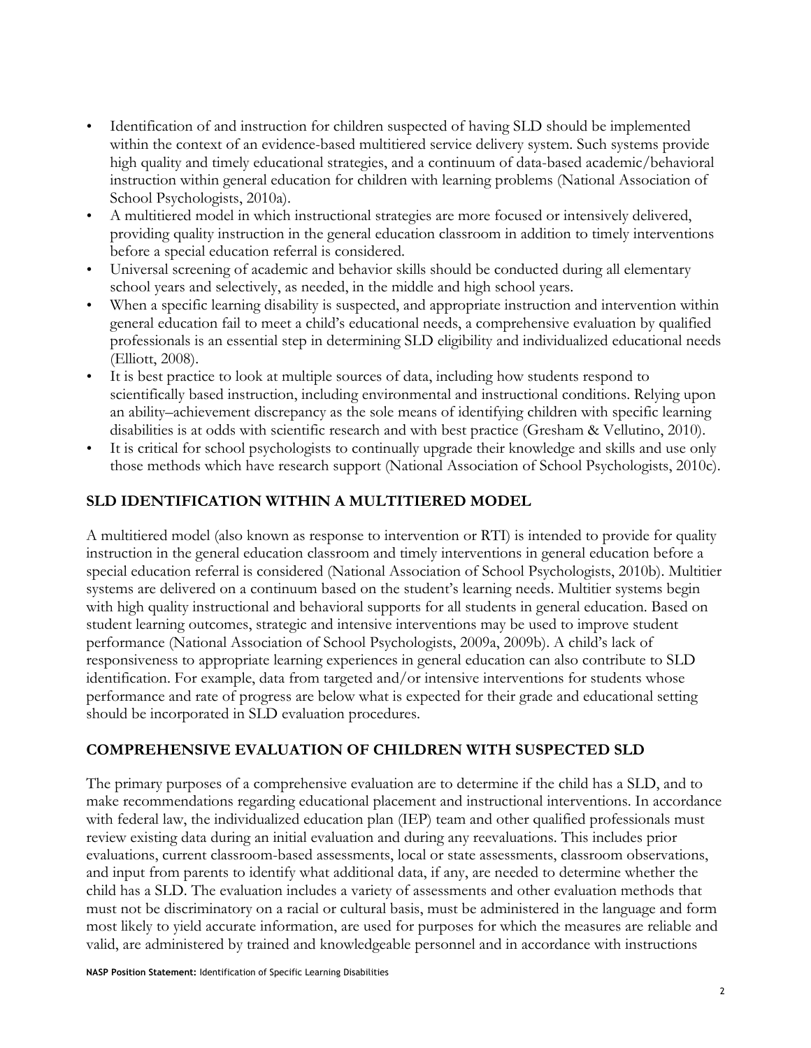- Identification of and instruction for children suspected of having SLD should be implemented within the context of an evidence-based multitiered service delivery system. Such systems provide high quality and timely educational strategies, and a continuum of data-based academic/behavioral instruction within general education for children with learning problems (National Association of School Psychologists, 2010a).
- A multitiered model in which instructional strategies are more focused or intensively delivered, providing quality instruction in the general education classroom in addition to timely interventions before a special education referral is considered.
- Universal screening of academic and behavior skills should be conducted during all elementary school years and selectively, as needed, in the middle and high school years.
- When a specific learning disability is suspected, and appropriate instruction and intervention within general education fail to meet a child's educational needs, a comprehensive evaluation by qualified professionals is an essential step in determining SLD eligibility and individualized educational needs (Elliott, 2008).
- It is best practice to look at multiple sources of data, including how students respond to scientifically based instruction, including environmental and instructional conditions. Relying upon an ability–achievement discrepancy as the sole means of identifying children with specific learning disabilities is at odds with scientific research and with best practice (Gresham & Vellutino, 2010).
- It is critical for school psychologists to continually upgrade their knowledge and skills and use only those methods which have research support (National Association of School Psychologists, 2010c).

## SLD IDENTIFICATION WITHIN A MULTITIERED MODEL

A multitiered model (also known as response to intervention or RTI) is intended to provide for quality instruction in the general education classroom and timely interventions in general education before a special education referral is considered (National Association of School Psychologists, 2010b). Multitier systems are delivered on a continuum based on the student's learning needs. Multitier systems begin with high quality instructional and behavioral supports for all students in general education. Based on student learning outcomes, strategic and intensive interventions may be used to improve student performance (National Association of School Psychologists, 2009a, 2009b). A child's lack of responsiveness to appropriate learning experiences in general education can also contribute to SLD identification. For example, data from targeted and/or intensive interventions for students whose performance and rate of progress are below what is expected for their grade and educational setting should be incorporated in SLD evaluation procedures.

## COMPREHENSIVE EVALUATION OF CHILDREN WITH SUSPECTED SLD

The primary purposes of a comprehensive evaluation are to determine if the child has a SLD, and to make recommendations regarding educational placement and instructional interventions. In accordance with federal law, the individualized education plan (IEP) team and other qualified professionals must review existing data during an initial evaluation and during any reevaluations. This includes prior evaluations, current classroom-based assessments, local or state assessments, classroom observations, and input from parents to identify what additional data, if any, are needed to determine whether the child has a SLD. The evaluation includes a variety of assessments and other evaluation methods that must not be discriminatory on a racial or cultural basis, must be administered in the language and form most likely to yield accurate information, are used for purposes for which the measures are reliable and valid, are administered by trained and knowledgeable personnel and in accordance with instructions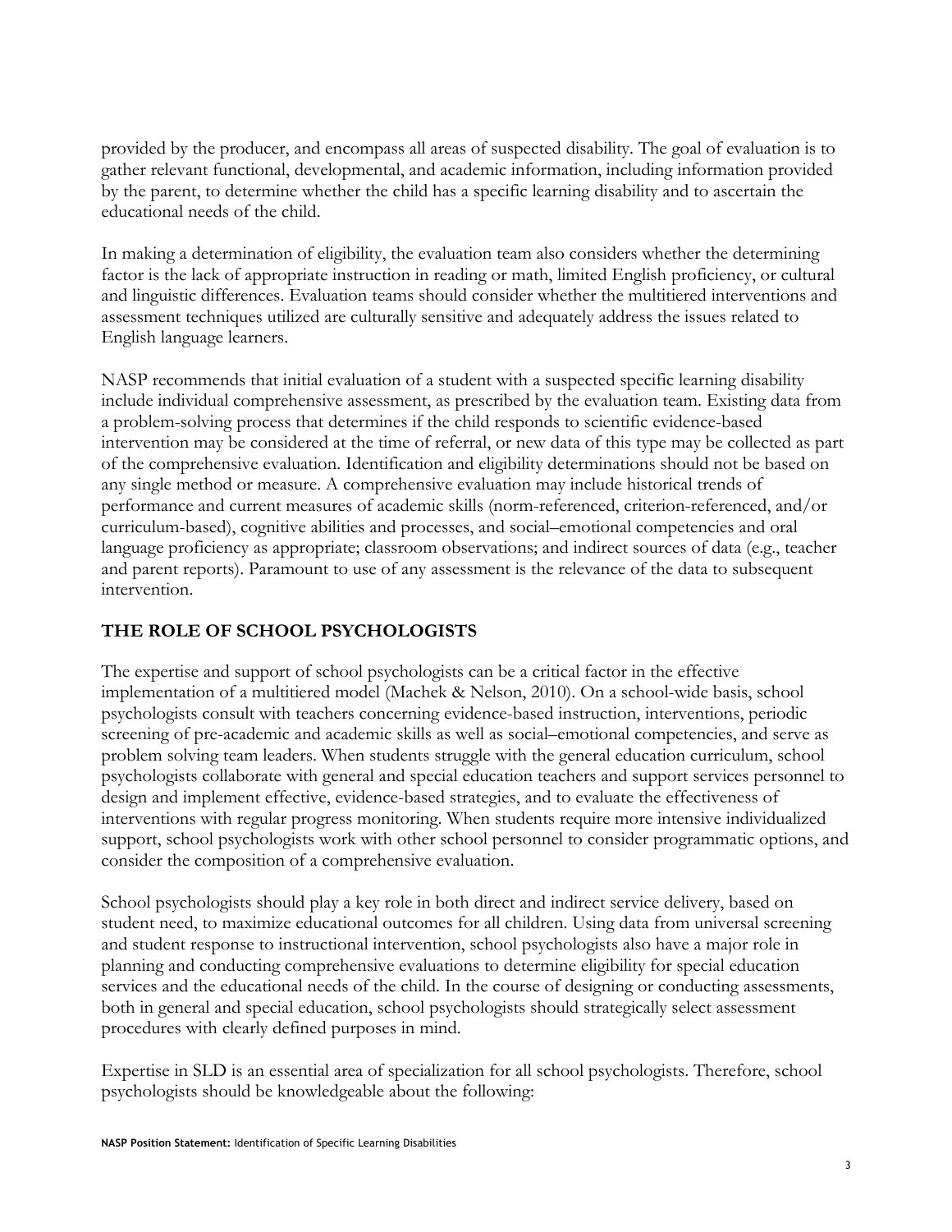provided by the producer, and encompass all areas of suspected disability. The goal of evaluation is to gather relevant functional, developmental, and academic information, including information provided by the parent, to determine whether the child has a specific learning disability and to ascertain the educational needs of the child.

In making a determination of eligibility, the evaluation team also considers whether the determining factor is the lack of appropriate instruction in reading or math, limited English proficiency, or cultural and linguistic differences. Evaluation teams should consider whether the multitiered interventions and assessment techniques utilized are culturally sensitive and adequately address the issues related to English language learners.

NASP recommends that initial evaluation of a student with a suspected specific learning disability include individual comprehensive assessment, as prescribed by the evaluation team. Existing data from a problem-solving process that determines if the child responds to scientific evidence-based intervention may be considered at the time of referral, or new data of this type may be collected as part of the comprehensive evaluation. Identification and eligibility determinations should not be based on any single method or measure. A comprehensive evaluation may include historical trends of performance and current measures of academic skills (norm-referenced, criterion-referenced, and/or curriculum-based), cognitive abilities and processes, and social–emotional competencies and oral language proficiency as appropriate; classroom observations; and indirect sources of data (e.g., teacher and parent reports). Paramount to use of any assessment is the relevance of the data to subsequent intervention.

## THE ROLE OF SCHOOL PSYCHOLOGISTS

The expertise and support of school psychologists can be a critical factor in the effective implementation of a multitiered model (Machek & Nelson, 2010). On a school-wide basis, school psychologists consult with teachers concerning evidence-based instruction, interventions, periodic screening of pre-academic and academic skills as well as social–emotional competencies, and serve as problem solving team leaders. When students struggle with the general education curriculum, school psychologists collaborate with general and special education teachers and support services personnel to design and implement effective, evidence-based strategies, and to evaluate the effectiveness of interventions with regular progress monitoring. When students require more intensive individualized support, school psychologists work with other school personnel to consider programmatic options, and consider the composition of a comprehensive evaluation.

School psychologists should play a key role in both direct and indirect service delivery, based on student need, to maximize educational outcomes for all children. Using data from universal screening and student response to instructional intervention, school psychologists also have a major role in planning and conducting comprehensive evaluations to determine eligibility for special education services and the educational needs of the child. In the course of designing or conducting assessments, both in general and special education, school psychologists should strategically select assessment procedures with clearly defined purposes in mind.

Expertise in SLD is an essential area of specialization for all school psychologists. Therefore, school psychologists should be knowledgeable about the following: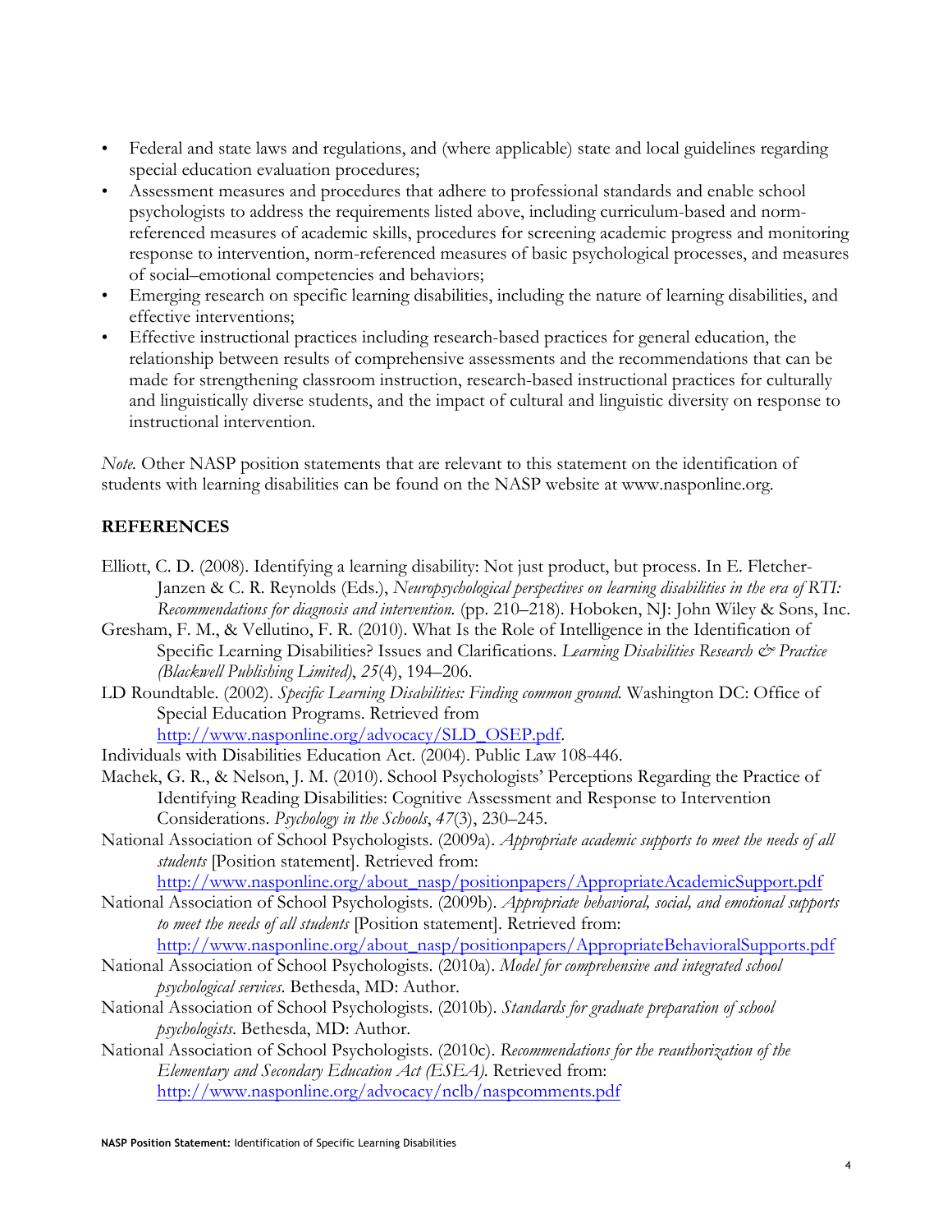- Federal and state laws and regulations, and (where applicable) state and local guidelines regarding special education evaluation procedures;
- Assessment measures and procedures that adhere to professional standards and enable school psychologists to address the requirements listed above, including curriculum-based and norm-referenced measures of academic skills, procedures for screening academic progress and monitoring response to intervention, norm-referenced measures of basic psychological processes, and measures of social–emotional competencies and behaviors;
- Emerging research on specific learning disabilities, including the nature of learning disabilities, and effective interventions;
- Effective instructional practices including research-based practices for general education, the relationship between results of comprehensive assessments and the recommendations that can be made for strengthening classroom instruction, research-based instructional practices for culturally and linguistically diverse students, and the impact of cultural and linguistic diversity on response to instructional intervention.

*Note.* Other NASP position statements that are relevant to this statement on the identification of students with learning disabilities can be found on the NASP website at www.nasponline.org.

## REFERENCES

Elliott, C. D. (2008). Identifying a learning disability: Not just product, but process. In E. Fletcher-Janzen & C. R. Reynolds (Eds.), *Neuropsychological perspectives on learning disabilities in the era of RTI: Recommendations for diagnosis and intervention.* (pp. 210–218). Hoboken, NJ: John Wiley & Sons, Inc.

Gresham, F. M., & Vellutino, F. R. (2010). What Is the Role of Intelligence in the Identification of Specific Learning Disabilities? Issues and Clarifications. *Learning Disabilities Research & Practice (Blackwell Publishing Limited)*, *25*(4), 194–206.

LD Roundtable. (2002). *Specific Learning Disabilities: Finding common ground.* Washington DC: Office of Special Education Programs. Retrieved from http://www.nasponline.org/advocacy/SLD_OSEP.pdf.

Individuals with Disabilities Education Act. (2004). Public Law 108-446.

Machek, G. R., & Nelson, J. M. (2010). School Psychologists' Perceptions Regarding the Practice of Identifying Reading Disabilities: Cognitive Assessment and Response to Intervention Considerations. *Psychology in the Schools*, *47*(3), 230–245.

National Association of School Psychologists. (2009a). *Appropriate academic supports to meet the needs of all students* [Position statement]. Retrieved from: http://www.nasponline.org/about_nasp/positionpapers/AppropriateAcademicSupport.pdf

National Association of School Psychologists. (2009b). *Appropriate behavioral, social, and emotional supports to meet the needs of all students* [Position statement]. Retrieved from: http://www.nasponline.org/about_nasp/positionpapers/AppropriateBehavioralSupports.pdf

National Association of School Psychologists. (2010a). *Model for comprehensive and integrated school psychological services*. Bethesda, MD: Author.

National Association of School Psychologists. (2010b). *Standards for graduate preparation of school psychologists*. Bethesda, MD: Author.

National Association of School Psychologists. (2010c). *Recommendations for the reauthorization of the Elementary and Secondary Education Act (ESEA).* Retrieved from: http://www.nasponline.org/advocacy/nclb/naspcomments.pdf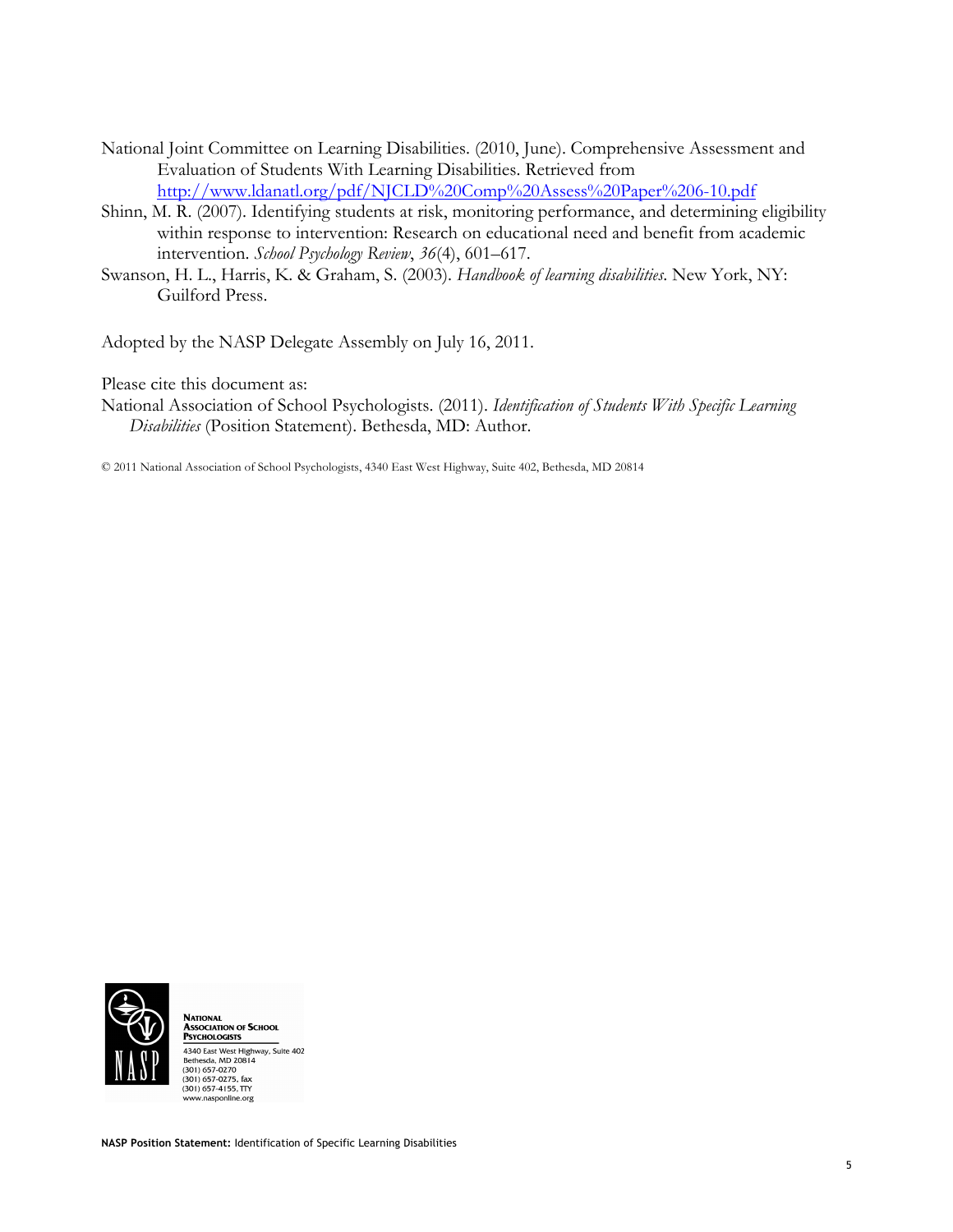National Joint Committee on Learning Disabilities. (2010, June). Comprehensive Assessment and Evaluation of Students With Learning Disabilities. Retrieved from http://www.ldanatl.org/pdf/NJCLD%20Comp%20Assess%20Paper%206-10.pdf

Shinn, M. R. (2007). Identifying students at risk, monitoring performance, and determining eligibility within response to intervention: Research on educational need and benefit from academic intervention. *School Psychology Review*, *36*(4), 601–617.

Swanson, H. L., Harris, K. & Graham, S. (2003). *Handbook of learning disabilities*. New York, NY: Guilford Press.

Adopted by the NASP Delegate Assembly on July 16, 2011.

Please cite this document as:

National Association of School Psychologists. (2011). *Identification of Students With Specific Learning Disabilities* (Position Statement). Bethesda, MD: Author.

© 2011 National Association of School Psychologists, 4340 East West Highway, Suite 402, Bethesda, MD 20814

NASP

NATIONAL ASSOCIATION OF SCHOOL PSYCHOLOGISTS

4340 East West Highway, Suite 402
Bethesda, MD 20814
(301) 657-0270
(301) 657-0275, fax
(301) 657-4155, TTY
www.nasponline.org